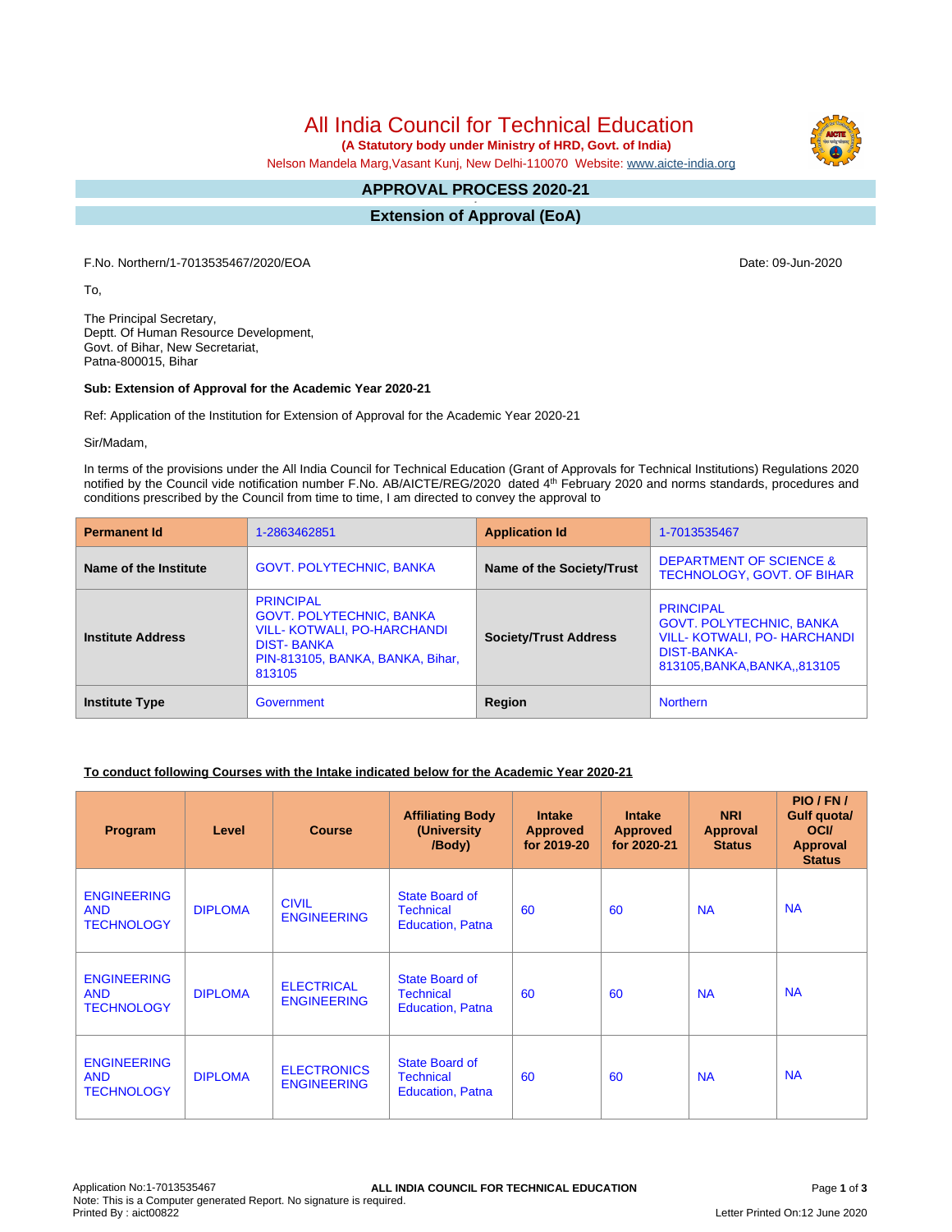# All India Council for Technical Education

**(A Statutory body under Ministry of HRD, Govt. of India)**

Nelson Mandela Marg,Vasant Kunj, New Delhi-110070 Website: www.aicte-india.org

## APPROVAL PROCESS 2020-21

## Extension of Approval (EoA)

F.No. Northern/1-7013535467/2020/EOA

Date: 09-Jun-2020

To,

The Principal Secretary,
Deptt. Of Human Resource Development,
Govt. of Bihar, New Secretariat,
Patna-800015, Bihar

**Sub: Extension of Approval for the Academic Year 2020-21**

Ref: Application of the Institution for Extension of Approval for the Academic Year 2020-21

Sir/Madam,

In terms of the provisions under the All India Council for Technical Education (Grant of Approvals for Technical Institutions) Regulations 2020 notified by the Council vide notification number F.No. AB/AICTE/REG/2020 dated 4th February 2020 and norms standards, procedures and conditions prescribed by the Council from time to time, I am directed to convey the approval to

| Permanent Id | 1-2863462851 | Application Id | 1-7013535467 |
|---|---|---|---|
| Name of the Institute | GOVT. POLYTECHNIC, BANKA | Name of the Society/Trust | DEPARTMENT OF SCIENCE & TECHNOLOGY, GOVT. OF BIHAR |
| Institute Address | PRINCIPAL GOVT. POLYTECHNIC, BANKA VILL- KOTWALI, PO-HARCHANDI DIST- BANKA PIN-813105, BANKA, BANKA, Bihar, 813105 | Society/Trust Address | PRINCIPAL GOVT. POLYTECHNIC, BANKA VILL- KOTWALI, PO- HARCHANDI DIST-BANKA-813105,BANKA,BANKA,,813105 |
| Institute Type | Government | Region | Northern |

**To conduct following Courses with the Intake indicated below for the Academic Year 2020-21**

| Program | Level | Course | Affiliating Body (University /Body) | Intake Approved for 2019-20 | Intake Approved for 2020-21 | NRI Approval Status | PIO / FN / Gulf quota/ OCI/ Approval Status |
|---|---|---|---|---|---|---|---|
| ENGINEERING AND TECHNOLOGY | DIPLOMA | CIVIL ENGINEERING | State Board of Technical Education, Patna | 60 | 60 | NA | NA |
| ENGINEERING AND TECHNOLOGY | DIPLOMA | ELECTRICAL ENGINEERING | State Board of Technical Education, Patna | 60 | 60 | NA | NA |
| ENGINEERING AND TECHNOLOGY | DIPLOMA | ELECTRONICS ENGINEERING | State Board of Technical Education, Patna | 60 | 60 | NA | NA |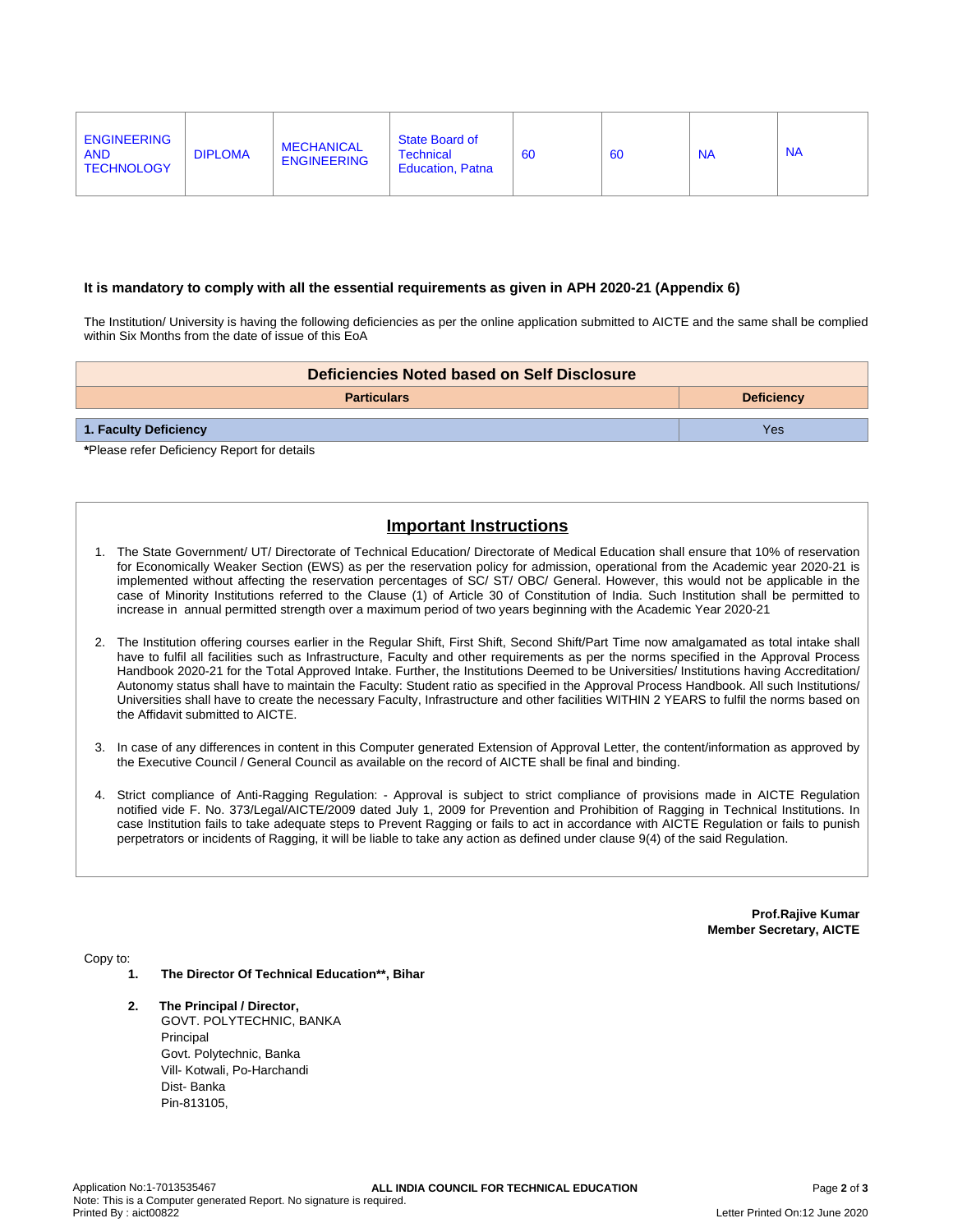| ENGINEERING AND TECHNOLOGY | DIPLOMA | MECHANICAL ENGINEERING | State Board of Technical Education, Patna | 60 | 60 | NA | NA |
|---|---|---|---|---|---|---|---|

**It is mandatory to comply with all the essential requirements as given in APH 2020-21 (Appendix 6)**

The Institution/ University is having the following deficiencies as per the online application submitted to AICTE and the same shall be complied within Six Months from the date of issue of this EoA

| Deficiencies Noted based on Self Disclosure | |
|---|---|
| **Particulars** | **Deficiency** |
| **1. Faculty Deficiency** | Yes |

***Please refer Deficiency Report for details**

## Important Instructions

1. The State Government/ UT/ Directorate of Technical Education/ Directorate of Medical Education shall ensure that 10% of reservation for Economically Weaker Section (EWS) as per the reservation policy for admission, operational from the Academic year 2020-21 is implemented without affecting the reservation percentages of SC/ ST/ OBC/ General. However, this would not be applicable in the case of Minority Institutions referred to the Clause (1) of Article 30 of Constitution of India. Such Institution shall be permitted to increase in annual permitted strength over a maximum period of two years beginning with the Academic Year 2020-21

2. The Institution offering courses earlier in the Regular Shift, First Shift, Second Shift/Part Time now amalgamated as total intake shall have to fulfil all facilities such as Infrastructure, Faculty and other requirements as per the norms specified in the Approval Process Handbook 2020-21 for the Total Approved Intake. Further, the Institutions Deemed to be Universities/ Institutions having Accreditation/ Autonomy status shall have to maintain the Faculty: Student ratio as specified in the Approval Process Handbook. All such Institutions/ Universities shall have to create the necessary Faculty, Infrastructure and other facilities WITHIN 2 YEARS to fulfil the norms based on the Affidavit submitted to AICTE.

3. In case of any differences in content in this Computer generated Extension of Approval Letter, the content/information as approved by the Executive Council / General Council as available on the record of AICTE shall be final and binding.

4. Strict compliance of Anti-Ragging Regulation: - Approval is subject to strict compliance of provisions made in AICTE Regulation notified vide F. No. 373/Legal/AICTE/2009 dated July 1, 2009 for Prevention and Prohibition of Ragging in Technical Institutions. In case Institution fails to take adequate steps to Prevent Ragging or fails to act in accordance with AICTE Regulation or fails to punish perpetrators or incidents of Ragging, it will be liable to take any action as defined under clause 9(4) of the said Regulation.

**Prof.Rajive Kumar**
**Member Secretary, AICTE**

Copy to:

1. **The Director Of Technical Education**, Bihar**

2. **The Principal / Director,**
   GOVT. POLYTECHNIC, BANKA
   Principal
   Govt. Polytechnic, Banka
   Vill- Kotwali, Po-Harchandi
   Dist- Banka
   Pin-813105,

Application No:1-7013535467
Note: This is a Computer generated Report. No signature is required.
Printed By : aict00822

Letter Printed On:12 June 2020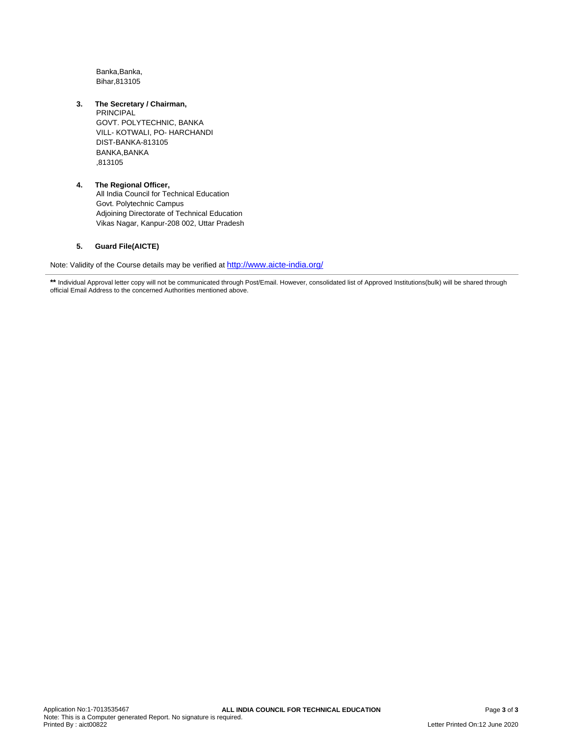Banka,Banka,
Bihar,813105

3. **The Secretary / Chairman,**
   PRINCIPAL
   GOVT. POLYTECHNIC, BANKA
   VILL- KOTWALI, PO- HARCHANDI
   DIST-BANKA-813105
   BANKA,BANKA
   ,813105

4. **The Regional Officer,**
   All India Council for Technical Education
   Govt. Polytechnic Campus
   Adjoining Directorate of Technical Education
   Vikas Nagar, Kanpur-208 002, Uttar Pradesh

5. **Guard File(AICTE)**

Note: Validity of the Course details may be verified at http://www.aicte-india.org/

---

**\*\*** Individual Approval letter copy will not be communicated through Post/Email. However, consolidated list of Approved Institutions(bulk) will be shared through official Email Address to the concerned Authorities mentioned above.

Application No:1-7013535467
Note: This is a Computer generated Report. No signature is required.
Printed By : aict00822

Letter Printed On:12 June 2020